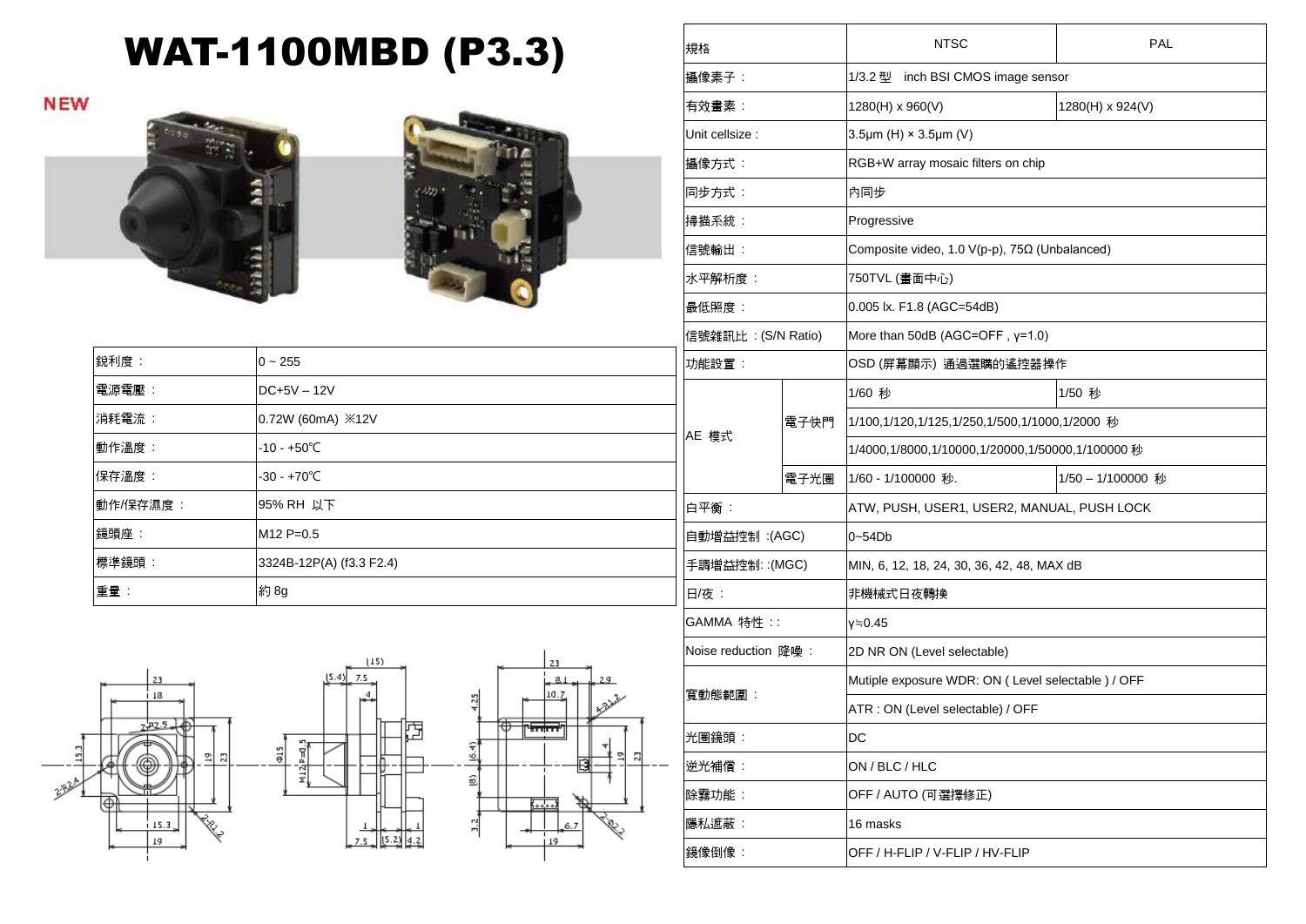# WAT-1100MBD (P3.3)

NEW

| 銳利度： | 0 ~ 255 |
| --- | --- |
| 電源電壓： | DC+5V – 12V |
| 消耗電流： | 0.72W (60mA) ※12V |
| 動作溫度： | -10 - +50℃ |
| 保存溫度： | -30 - +70℃ |
| 動作/保存濕度： | 95% RH 以下 |
| 鏡頭座： | M12 P=0.5 |
| 標準鏡頭： | 3324B-12P(A) (f3.3 F2.4) |
| 重量： | 約 8g |

| 規格 | | NTSC | PAL |
| --- | --- | --- | --- |
| 攝像素子： | | 1/3.2 型 inch BSI CMOS image sensor | |
| 有效畫素： | | 1280(H) x 960(V) | 1280(H) x 924(V) |
| Unit cellsize : | | 3.5μm (H) × 3.5μm (V) | |
| 攝像方式： | | RGB+W array mosaic filters on chip | |
| 同步方式： | | 內同步 | |
| 掃描系統： | | Progressive | |
| 信號輸出： | | Composite video, 1.0 V(p-p), 75Ω (Unbalanced) | |
| 水平解析度： | | 750TVL (畫面中心) | |
| 最低照度： | | 0.005 lx. F1.8 (AGC=54dB) | |
| 信號雜訊比：(S/N Ratio) | | More than 50dB (AGC=OFF , γ=1.0) | |
| 功能設置： | | OSD (屏幕顯示) 通過選購的遙控器操作 | |
| AE 模式 | 電子快門 | 1/60 秒 | 1/50 秒 |
| | | 1/100,1/120,1/125,1/250,1/500,1/1000,1/2000 秒 | |
| | | 1/4000,1/8000,1/10000,1/20000,1/50000,1/100000 秒 | |
| | 電子光圈 | 1/60 - 1/100000 秒. | 1/50 – 1/100000 秒 |
| 白平衡： | | ATW, PUSH, USER1, USER2, MANUAL, PUSH LOCK | |
| 自動增益控制 :(AGC) | | 0~54Db | |
| 手調增益控制: :(MGC) | | MIN, 6, 12, 18, 24, 30, 36, 42, 48, MAX dB | |
| 日/夜： | | 非機械式日夜轉換 | |
| GAMMA 特性 :: | | γ≒0.45 | |
| Noise reduction 降噪： | | 2D NR ON (Level selectable) | |
| 寬動態範圍： | | Mutiple exposure WDR: ON ( Level selectable ) / OFF | |
| | | ATR : ON (Level selectable) / OFF | |
| 光圈鏡頭： | | DC | |
| 逆光補償： | | ON / BLC / HLC | |
| 除霧功能： | | OFF / AUTO (可選擇修正) | |
| 隱私遮蔽： | | 16 masks | |
| 鏡像倒像： | | OFF / H-FLIP / V-FLIP / HV-FLIP | |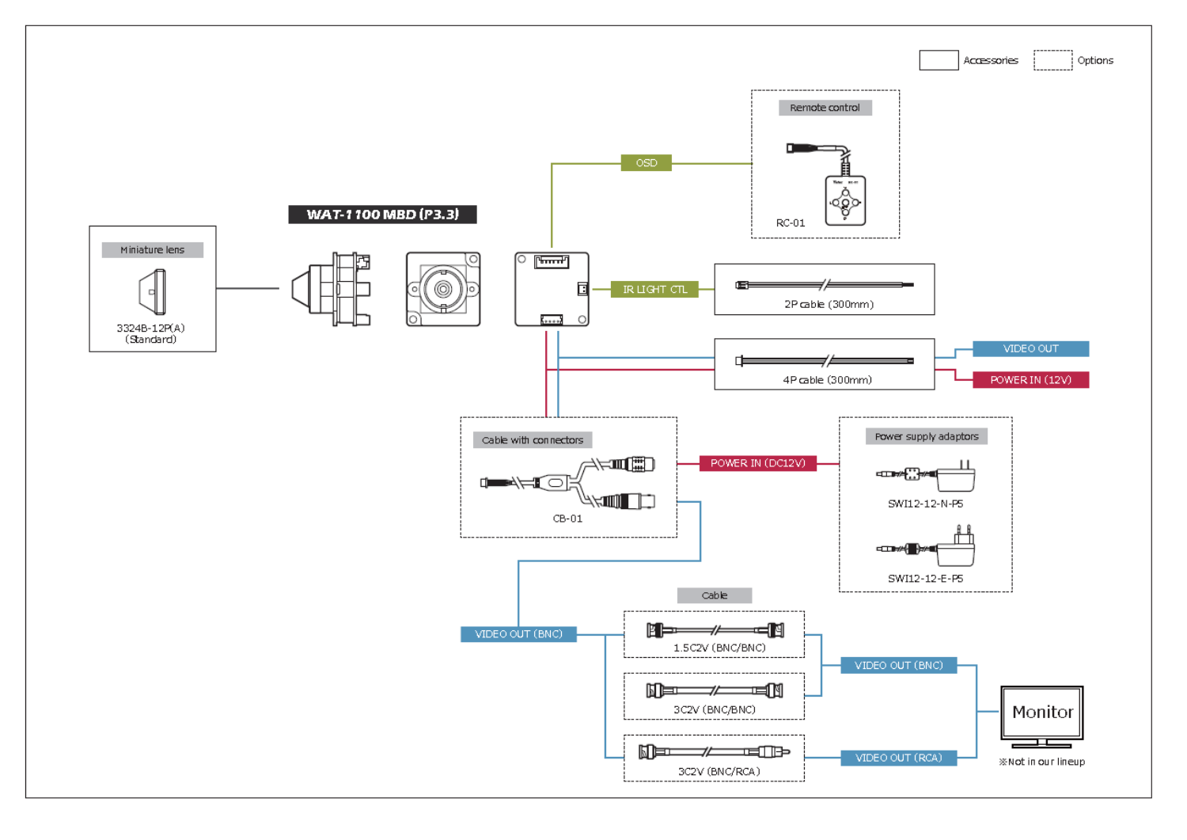Accessories

Options

WAT-1100 MBD (P3.3)

Miniature lens

3324B-12P(A)
(Standard)

Remote control

RC-01

OSD

IR LIGHT CTL

2P cable (300mm)

4P cable (300mm)

VIDEO OUT

POWER IN (12V)

Cable with connectors

CB-01

POWER IN (DC12V)

Power supply adaptors

SWI12-12-N-P5

SWI12-12-E-P5

Cable

VIDEO OUT (BNC)

1.5C2V (BNC/BNC)

3C2V (BNC/BNC)

3C2V (BNC/RCA)

VIDEO OUT (BNC)

VIDEO OUT (RCA)

Monitor

※Not in our lineup